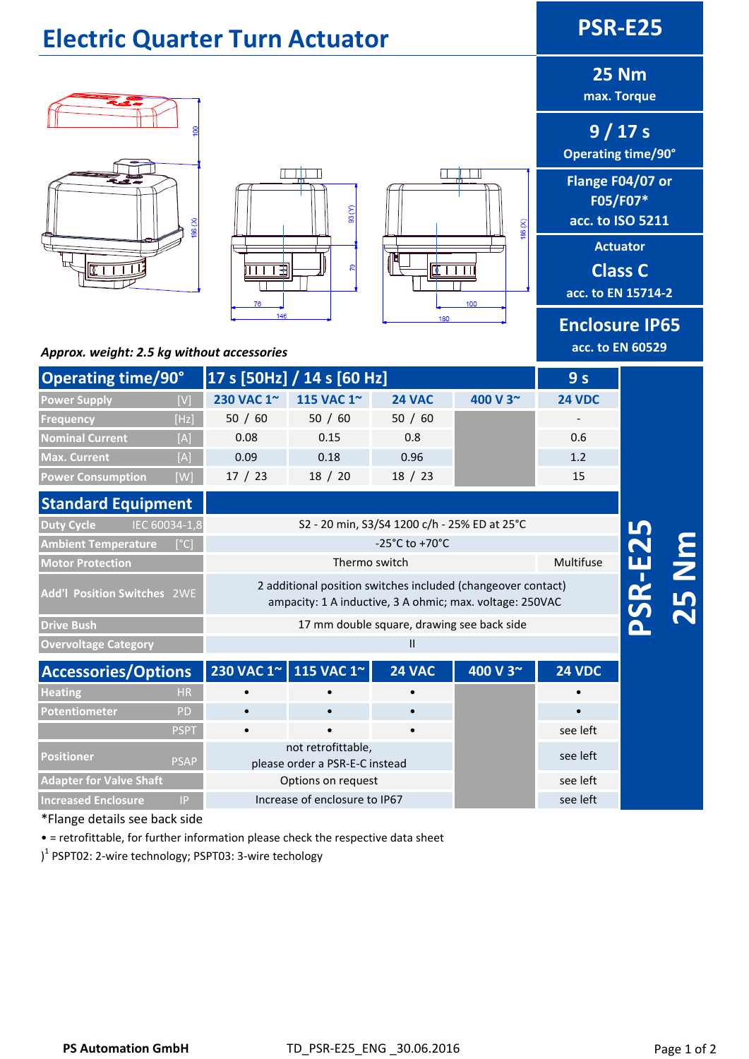# Electric Quarter Turn Actuator

## PSR-E25

**25 Nm**
max. Torque

**9 / 17 s**
Operating time/90°

**Flange F04/07 or F05/F07* acc. to ISO 5211**

**Actuator Class C acc. to EN 15714-2**

**Enclosure IP65 acc. to EN 60529**

*Approx. weight: 2.5 kg without accessories*

| Operating time/90° | 17 s [50Hz] / 14 s [60 Hz] | | | | 9 s |
|---|---|---|---|---|---|
| Power Supply [V] | 230 VAC 1~ | 115 VAC 1~ | 24 VAC | 400 V 3~ | 24 VDC |
| Frequency [Hz] | 50 / 60 | 50 / 60 | 50 / 60 | | - |
| Nominal Current [A] | 0.08 | 0.15 | 0.8 | | 0.6 |
| Max. Current [A] | 0.09 | 0.18 | 0.96 | | 1.2 |
| Power Consumption [W] | 17 / 23 | 18 / 20 | 18 / 23 | | 15 |

| Standard Equipment | | |
|---|---|---|
| Duty Cycle IEC 60034-1,8 | S2 - 20 min, S3/S4 1200 c/h - 25% ED at 25°C | |
| Ambient Temperature [°C] | -25°C to +70°C | |
| Motor Protection | Thermo switch | Multifuse |
| Add'l Position Switches 2WE | 2 additional position switches included (changeover contact) ampacity: 1 A inductive, 3 A ohmic; max. voltage: 250VAC | |
| Drive Bush | 17 mm double square, drawing see back side | |
| Overvoltage Category | II | |

| Accessories/Options | 230 VAC 1~ | 115 VAC 1~ | 24 VAC | 400 V 3~ | 24 VDC |
|---|---|---|---|---|---|
| Heating HR | • | • | • | | • |
| Potentiometer PD | • | • | • | | • |
| PSPT | • | • | • | | see left |
| Positioner PSAP | not retrofittable, please order a PSR-E-C instead | | | | see left |
| Adapter for Valve Shaft | Options on request | | | | see left |
| Increased Enclosure IP | Increase of enclosure to IP67 | | | | see left |

*Flange details see back side

• = retrofittable, for further information please check the respective data sheet

)[1] PSPT02: 2-wire technology; PSPT03: 3-wire techology

PS Automation GmbH TD_PSR-E25_ENG _30.06.2016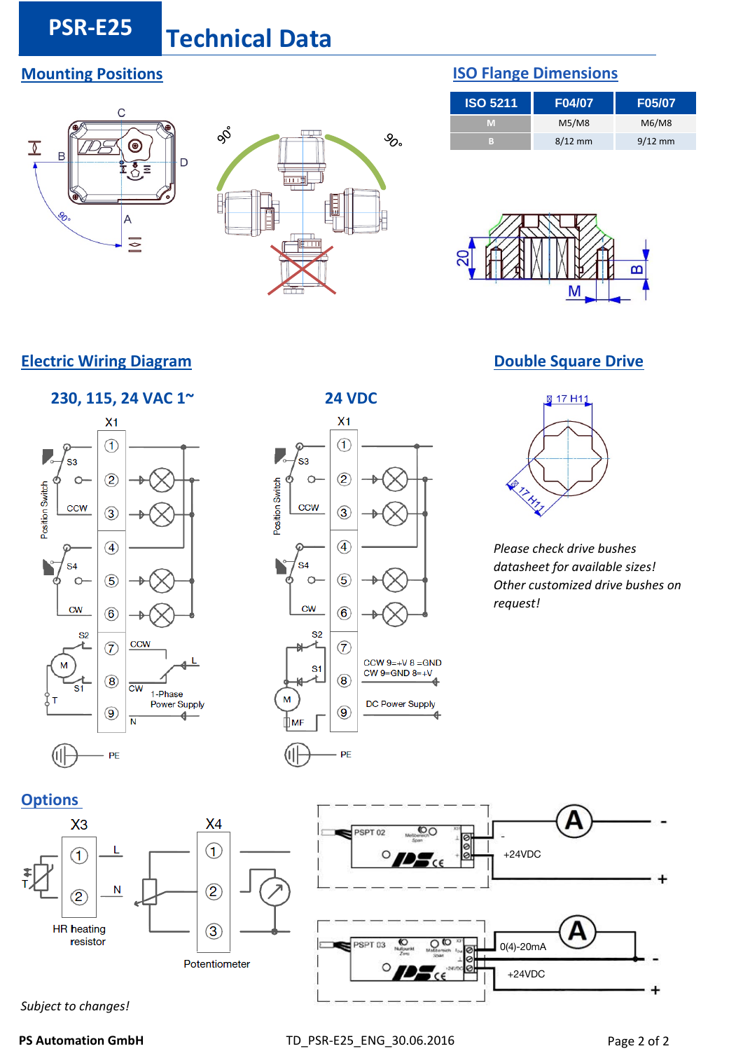# PSR-E25 Technical Data

## Mounting Positions

C
B
D
A
90°
90°
90°

## ISO Flange Dimensions

| ISO 5211 | F04/07 | F05/07 |
|---|---|---|
| M | M5/M8 | M6/M8 |
| B | 8/12 mm | 9/12 mm |

20
B
M

## Electric Wiring Diagram

### 230, 115, 24 VAC 1~

X1

Position Switch
S3
CCW
S4
CW
S2
M
S1
T
CCW
CW
L
1-Phase Power Supply
N
PE

### 24 VDC

X1

Position Switch
S3
CCW
S4
CW
S2
S1
M
MF
CCW 9=+V 8 =GND
CW 9=GND 8=+V
DC Power Supply
PE

## Double Square Drive

17 H11
17 H11

*Please check drive bushes datasheet for available sizes! Other customized drive bushes on request!*

## Options

X3
L
N
T
HR heating resistor

X4
Potentiometer

PSPT 02
-
+24VDC
A
-
+

PSPT 03
0(4)-20mA
+24VDC
A
-
+

*Subject to changes!*

PS Automation GmbH

TD_PSR-E25_ENG_30.06.2016